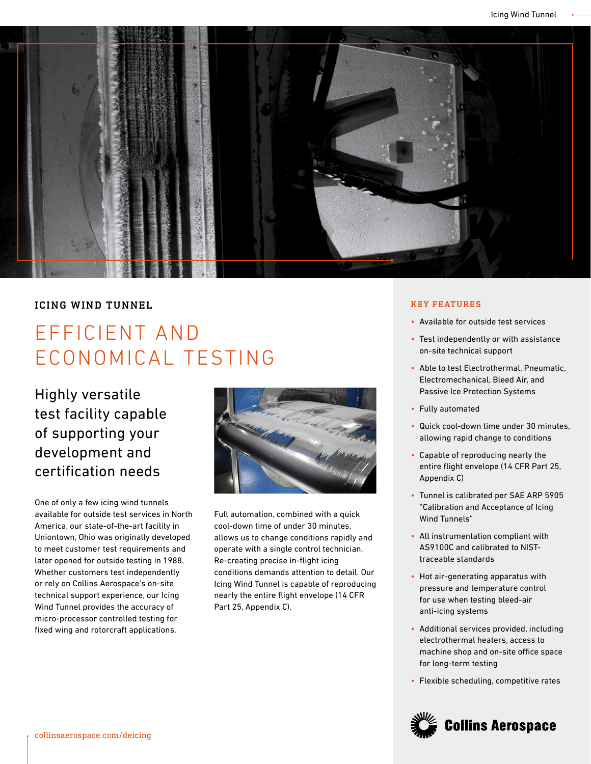## ICING WIND TUNNEL

# EFFICIENT AND ECONOMICAL TESTING

### Highly versatile test facility capable of supporting your development and certification needs

One of only a few icing wind tunnels available for outside test services in North America, our state-of-the-art facility in Uniontown, Ohio was originally developed to meet customer test requirements and later opened for outside testing in 1988. Whether customers test independently or rely on Collins Aerospace's on-site technical support experience, our Icing Wind Tunnel provides the accuracy of micro-processor controlled testing for fixed wing and rotorcraft applications.

Full automation, combined with a quick cool-down time of under 30 minutes, allows us to change conditions rapidly and operate with a single control technician. Re-creating precise in-flight icing conditions demands attention to detail. Our Icing Wind Tunnel is capable of reproducing nearly the entire flight envelope (14 CFR Part 25, Appendix C).

## KEY FEATURES

- Available for outside test services
- Test independently or with assistance on-site technical support
- Able to test Electrothermal, Pneumatic, Electromechanical, Bleed Air, and Passive Ice Protection Systems
- Fully automated
- Quick cool-down time under 30 minutes, allowing rapid change to conditions
- Capable of reproducing nearly the entire flight envelope (14 CFR Part 25, Appendix C)
- Tunnel is calibrated per SAE ARP 5905 "Calibration and Acceptance of Icing Wind Tunnels"
- All instrumentation compliant with AS9100C and calibrated to NIST-traceable standards
- Hot air-generating apparatus with pressure and temperature control for use when testing bleed-air anti-icing systems
- Additional services provided, including electrothermal heaters, access to machine shop and on-site office space for long-term testing
- Flexible scheduling, competitive rates

Collins Aerospace

collinsaerospace.com/deicing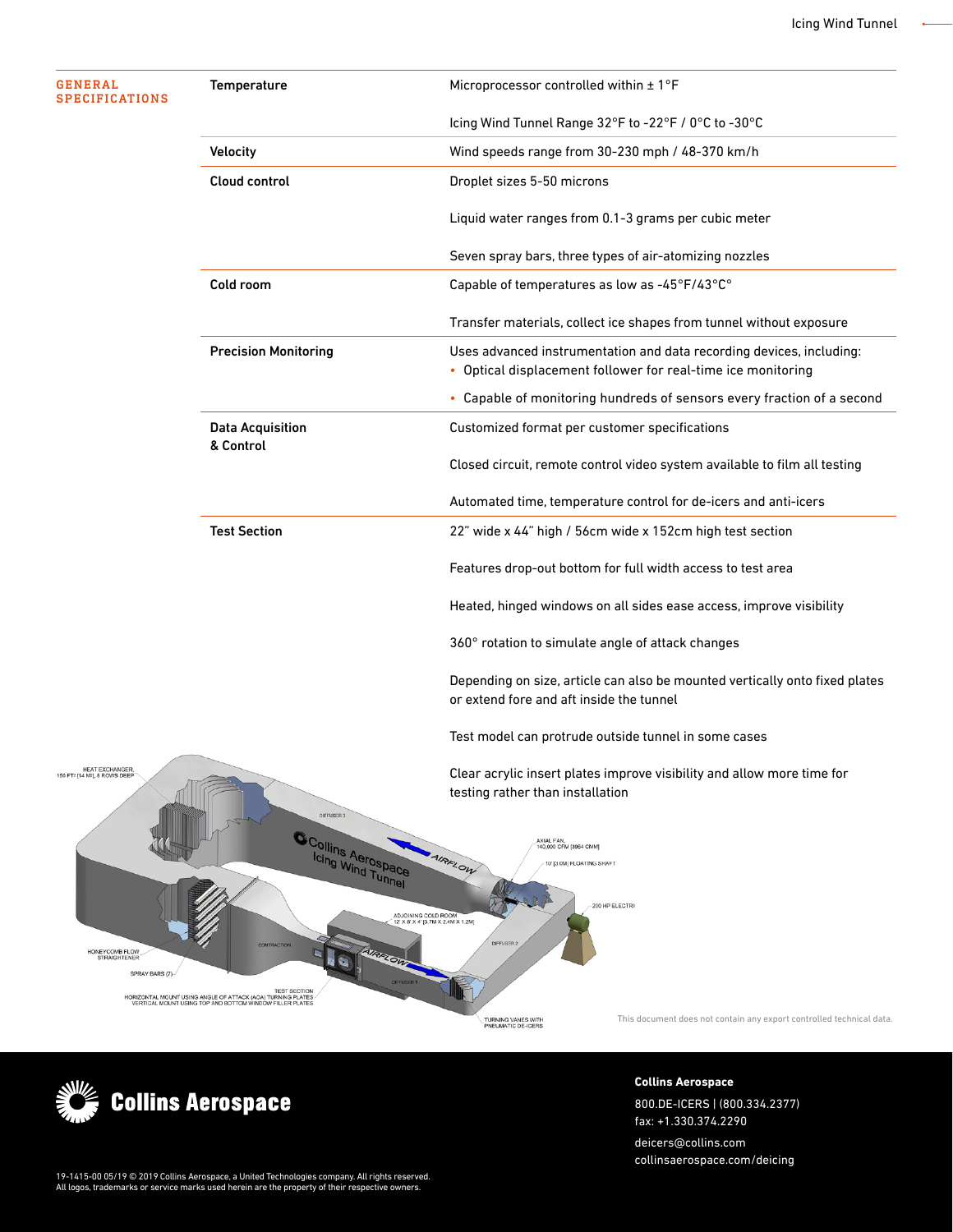## GENERAL SPECIFICATIONS

| | |
|---|---|
| **Temperature** | Microprocessor controlled within ± 1°F |
| | Icing Wind Tunnel Range 32°F to -22°F / 0°C to -30°C |
| **Velocity** | Wind speeds range from 30-230 mph / 48-370 km/h |
| **Cloud control** | Droplet sizes 5-50 microns |
| | Liquid water ranges from 0.1-3 grams per cubic meter |
| | Seven spray bars, three types of air-atomizing nozzles |
| **Cold room** | Capable of temperatures as low as -45°F/43°C° |
| | Transfer materials, collect ice shapes from tunnel without exposure |
| **Precision Monitoring** | Uses advanced instrumentation and data recording devices, including: • Optical displacement follower for real-time ice monitoring |
| | • Capable of monitoring hundreds of sensors every fraction of a second |
| **Data Acquisition & Control** | Customized format per customer specifications |
| | Closed circuit, remote control video system available to film all testing |
| | Automated time, temperature control for de-icers and anti-icers |
| **Test Section** | 22" wide x 44" high / 56cm wide x 152cm high test section |
| | Features drop-out bottom for full width access to test area |
| | Heated, hinged windows on all sides ease access, improve visibility |
| | 360° rotation to simulate angle of attack changes |
| | Depending on size, article can also be mounted vertically onto fixed plates or extend fore and aft inside the tunnel |
| | Test model can protrude outside tunnel in some cases |
| | Clear acrylic insert plates improve visibility and allow more time for testing rather than installation |

HEAT EXCHANGER, 150 FT² [14 M²], 8 ROWS DEEP
DIFFUSER 3
Collins Aerospace Icing Wind Tunnel
AIRFLOW
AXIAL FAN, 140,000 CFM [3964 CMM]
10' [3.0M] FLOATING SHAFT
200 HP ELECTRI
ADJOINING COLD ROOM 12' X 8' X 4' [3.7M X 2.4M X 1.2M]
DIFFUSER 2
CONTRACTION
HONEYCOMB FLOW STRAIGHTENER
SPRAY BARS (7)
AIRFLOW
DIFFUSER 1
TEST SECTION
HORIZONTAL MOUNT USING ANGLE OF ATTACK (AOA) TURNING PLATES
VERTICAL MOUNT USING TOP AND BOTTOM WINDOW FILLER PLATES
TURNING VANES WITH PNEUMATIC DE-ICERS

This document does not contain any export controlled technical data.

**Collins Aerospace**

800.DE-ICERS | (800.334.2377)
fax: +1.330.374.2290

deicers@collins.com
collinsaerospace.com/deicing

19-1415-00 05/19 © 2019 Collins Aerospace, a United Technologies company. All rights reserved.
All logos, trademarks or service marks used herein are the property of their respective owners.